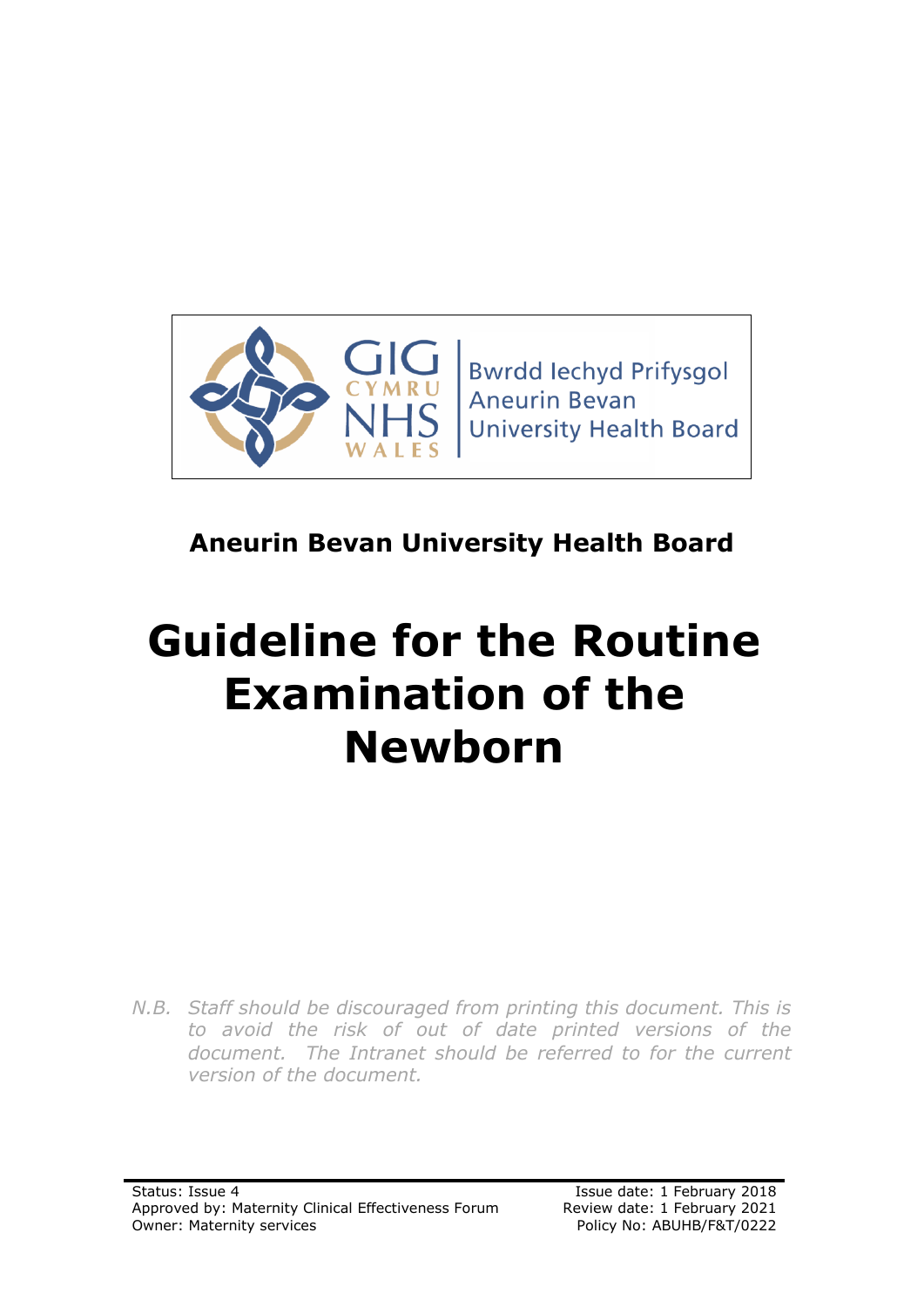Bwrdd Iechyd Prifysgol Aneurin Bevan University Health Board

**Aneurin Bevan University Health Board**

# Guideline for the Routine Examination of the Newborn

*N.B. Staff should be discouraged from printing this document. This is to avoid the risk of out of date printed versions of the document. The Intranet should be referred to for the current version of the document.*

Status: Issue 4
Approved by: Maternity Clinical Effectiveness Forum
Owner: Maternity services

Issue date: 1 February 2018
Review date: 1 February 2021
Policy No: ABUHB/F&T/0222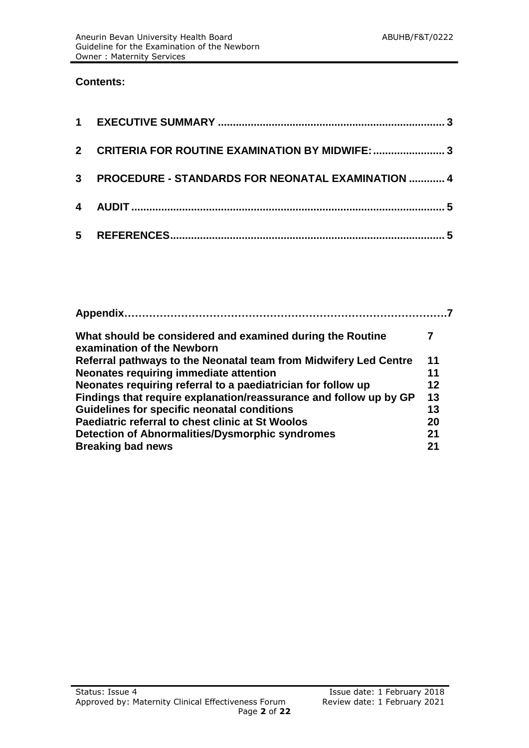## Contents:

| | | |
|---|---|---|
| 1 | **EXECUTIVE SUMMARY** | 3 |
| 2 | **CRITERIA FOR ROUTINE EXAMINATION BY MIDWIFE:** | 3 |
| 3 | **PROCEDURE - STANDARDS FOR NEONATAL EXAMINATION** | 4 |
| 4 | **AUDIT** | 5 |
| 5 | **REFERENCES** | 5 |

| | |
|---|---|
| **Appendix** | **7** |
| **What should be considered and examined during the Routine examination of the Newborn** | **7** |
| **Referral pathways to the Neonatal team from Midwifery Led Centre** | **11** |
| **Neonates requiring immediate attention** | **11** |
| **Neonates requiring referral to a paediatrician for follow up** | **12** |
| **Findings that require explanation/reassurance and follow up by GP** | **13** |
| **Guidelines for specific neonatal conditions** | **13** |
| **Paediatric referral to chest clinic at St Woolos** | **20** |
| **Detection of Abnormalities/Dysmorphic syndromes** | **21** |
| **Breaking bad news** | **21** |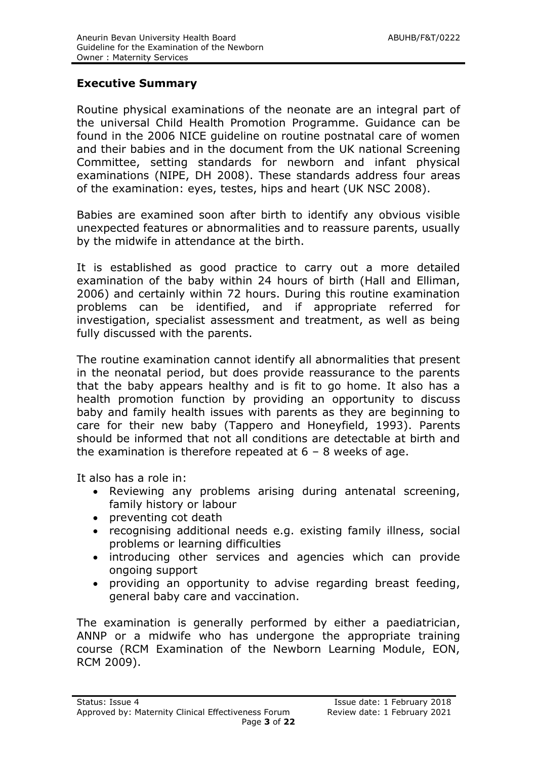## Executive Summary

Routine physical examinations of the neonate are an integral part of the universal Child Health Promotion Programme. Guidance can be found in the 2006 NICE guideline on routine postnatal care of women and their babies and in the document from the UK national Screening Committee, setting standards for newborn and infant physical examinations (NIPE, DH 2008). These standards address four areas of the examination: eyes, testes, hips and heart (UK NSC 2008).

Babies are examined soon after birth to identify any obvious visible unexpected features or abnormalities and to reassure parents, usually by the midwife in attendance at the birth.

It is established as good practice to carry out a more detailed examination of the baby within 24 hours of birth (Hall and Elliman, 2006) and certainly within 72 hours. During this routine examination problems can be identified, and if appropriate referred for investigation, specialist assessment and treatment, as well as being fully discussed with the parents.

The routine examination cannot identify all abnormalities that present in the neonatal period, but does provide reassurance to the parents that the baby appears healthy and is fit to go home. It also has a health promotion function by providing an opportunity to discuss baby and family health issues with parents as they are beginning to care for their new baby (Tappero and Honeyfield, 1993). Parents should be informed that not all conditions are detectable at birth and the examination is therefore repeated at 6 – 8 weeks of age.

It also has a role in:

- Reviewing any problems arising during antenatal screening, family history or labour
- preventing cot death
- recognising additional needs e.g. existing family illness, social problems or learning difficulties
- introducing other services and agencies which can provide ongoing support
- providing an opportunity to advise regarding breast feeding, general baby care and vaccination.

The examination is generally performed by either a paediatrician, ANNP or a midwife who has undergone the appropriate training course (RCM Examination of the Newborn Learning Module, EON, RCM 2009).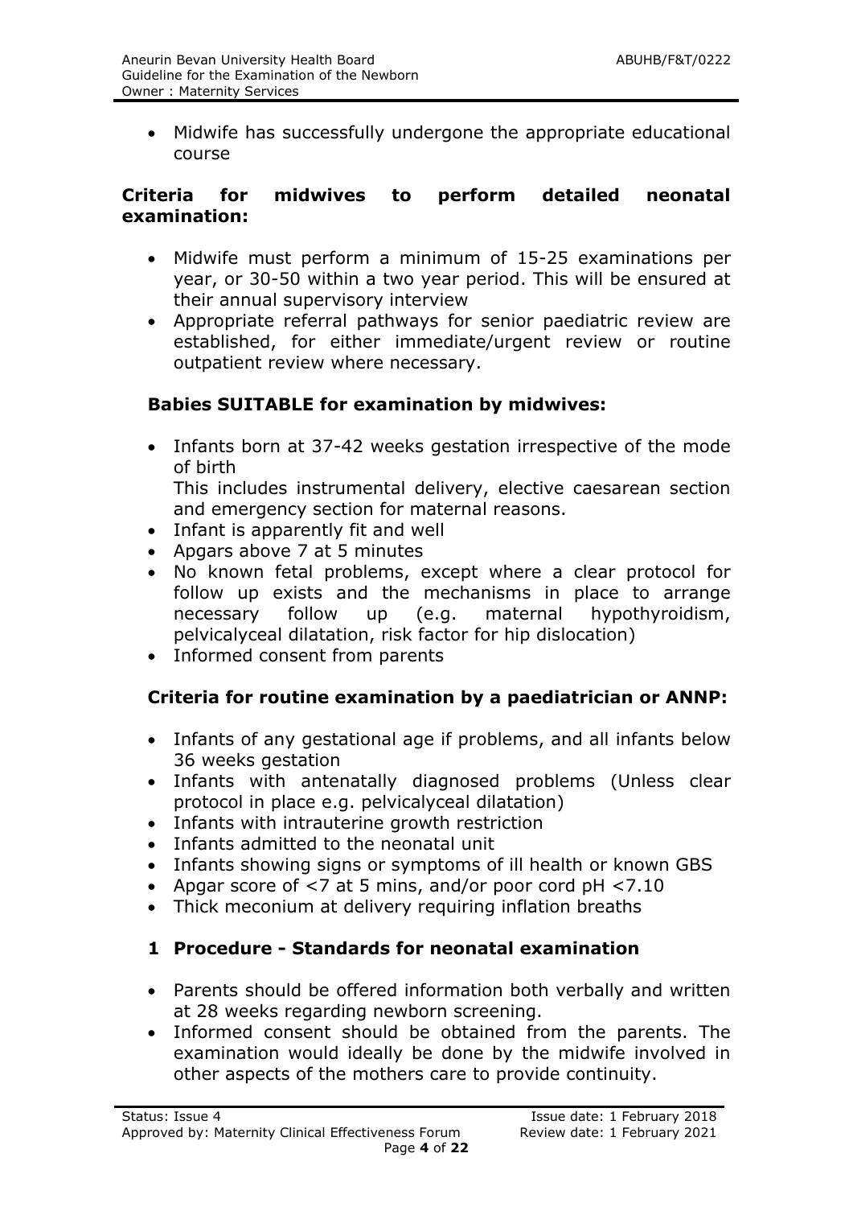- Midwife has successfully undergone the appropriate educational course

**Criteria for midwives to perform detailed neonatal examination:**

- Midwife must perform a minimum of 15-25 examinations per year, or 30-50 within a two year period. This will be ensured at their annual supervisory interview
- Appropriate referral pathways for senior paediatric review are established, for either immediate/urgent review or routine outpatient review where necessary.

**Babies SUITABLE for examination by midwives:**

- Infants born at 37-42 weeks gestation irrespective of the mode of birth
  This includes instrumental delivery, elective caesarean section and emergency section for maternal reasons.
- Infant is apparently fit and well
- Apgars above 7 at 5 minutes
- No known fetal problems, except where a clear protocol for follow up exists and the mechanisms in place to arrange necessary follow up (e.g. maternal hypothyroidism, pelvicalyceal dilatation, risk factor for hip dislocation)
- Informed consent from parents

**Criteria for routine examination by a paediatrician or ANNP:**

- Infants of any gestational age if problems, and all infants below 36 weeks gestation
- Infants with antenatally diagnosed problems (Unless clear protocol in place e.g. pelvicalyceal dilatation)
- Infants with intrauterine growth restriction
- Infants admitted to the neonatal unit
- Infants showing signs or symptoms of ill health or known GBS
- Apgar score of <7 at 5 mins, and/or poor cord pH <7.10
- Thick meconium at delivery requiring inflation breaths

## 1 Procedure - Standards for neonatal examination

- Parents should be offered information both verbally and written at 28 weeks regarding newborn screening.
- Informed consent should be obtained from the parents. The examination would ideally be done by the midwife involved in other aspects of the mothers care to provide continuity.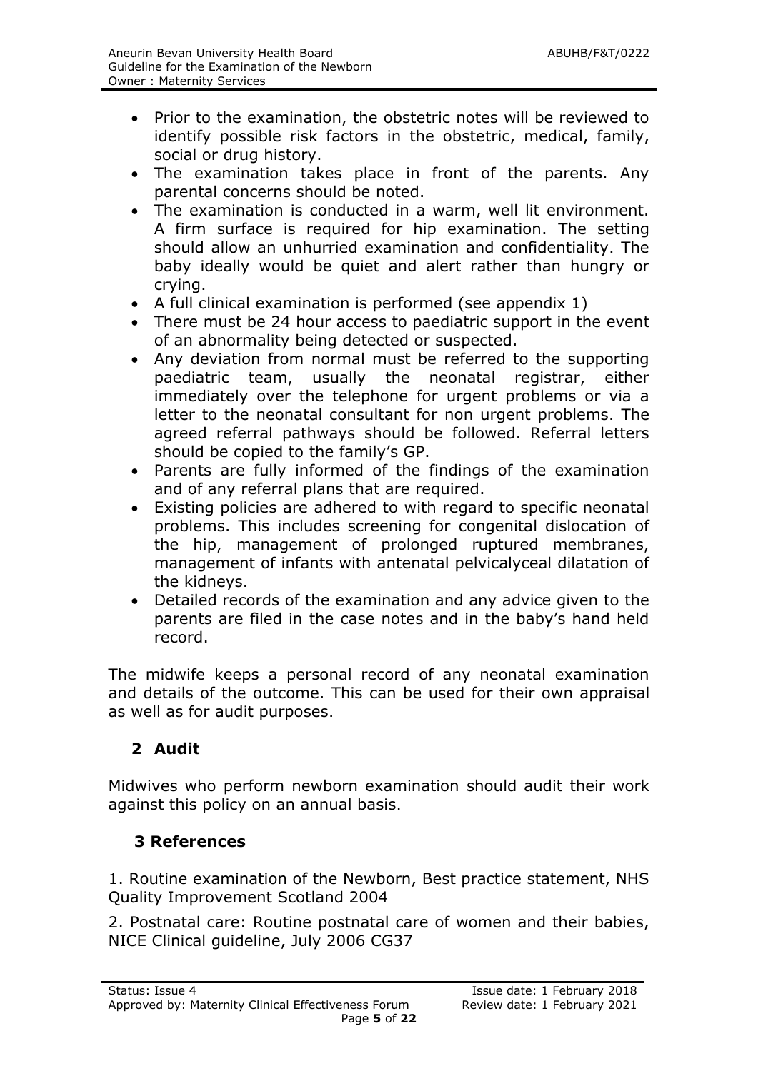- Prior to the examination, the obstetric notes will be reviewed to identify possible risk factors in the obstetric, medical, family, social or drug history.
- The examination takes place in front of the parents. Any parental concerns should be noted.
- The examination is conducted in a warm, well lit environment. A firm surface is required for hip examination. The setting should allow an unhurried examination and confidentiality. The baby ideally would be quiet and alert rather than hungry or crying.
- A full clinical examination is performed (see appendix 1)
- There must be 24 hour access to paediatric support in the event of an abnormality being detected or suspected.
- Any deviation from normal must be referred to the supporting paediatric team, usually the neonatal registrar, either immediately over the telephone for urgent problems or via a letter to the neonatal consultant for non urgent problems. The agreed referral pathways should be followed. Referral letters should be copied to the family's GP.
- Parents are fully informed of the findings of the examination and of any referral plans that are required.
- Existing policies are adhered to with regard to specific neonatal problems. This includes screening for congenital dislocation of the hip, management of prolonged ruptured membranes, management of infants with antenatal pelvicalyceal dilatation of the kidneys.
- Detailed records of the examination and any advice given to the parents are filed in the case notes and in the baby's hand held record.

The midwife keeps a personal record of any neonatal examination and details of the outcome. This can be used for their own appraisal as well as for audit purposes.

## 2 Audit

Midwives who perform newborn examination should audit their work against this policy on an annual basis.

## 3 References

1. Routine examination of the Newborn, Best practice statement, NHS Quality Improvement Scotland 2004

2. Postnatal care: Routine postnatal care of women and their babies, NICE Clinical guideline, July 2006 CG37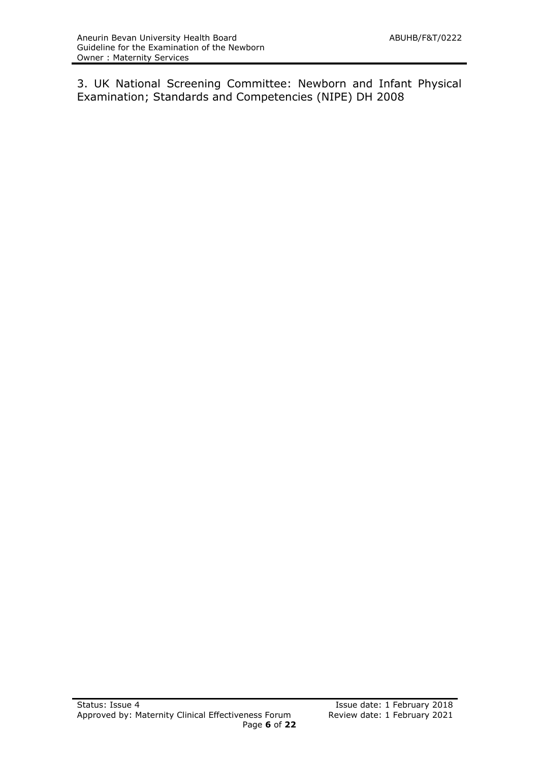3. UK National Screening Committee: Newborn and Infant Physical Examination; Standards and Competencies (NIPE) DH 2008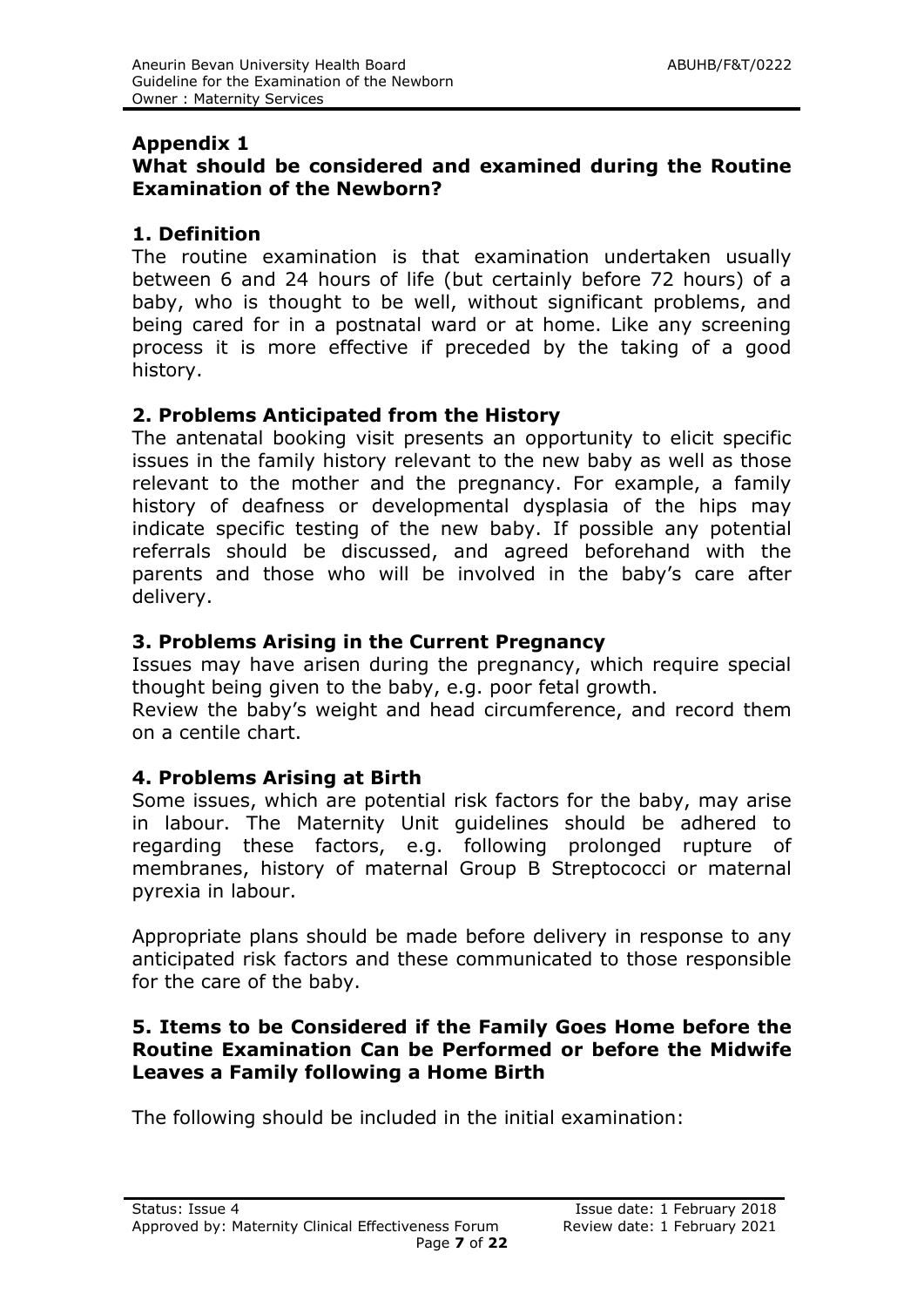## Appendix 1
## What should be considered and examined during the Routine Examination of the Newborn?

### 1. Definition

The routine examination is that examination undertaken usually between 6 and 24 hours of life (but certainly before 72 hours) of a baby, who is thought to be well, without significant problems, and being cared for in a postnatal ward or at home. Like any screening process it is more effective if preceded by the taking of a good history.

### 2. Problems Anticipated from the History

The antenatal booking visit presents an opportunity to elicit specific issues in the family history relevant to the new baby as well as those relevant to the mother and the pregnancy. For example, a family history of deafness or developmental dysplasia of the hips may indicate specific testing of the new baby. If possible any potential referrals should be discussed, and agreed beforehand with the parents and those who will be involved in the baby's care after delivery.

### 3. Problems Arising in the Current Pregnancy

Issues may have arisen during the pregnancy, which require special thought being given to the baby, e.g. poor fetal growth.

Review the baby's weight and head circumference, and record them on a centile chart.

### 4. Problems Arising at Birth

Some issues, which are potential risk factors for the baby, may arise in labour. The Maternity Unit guidelines should be adhered to regarding these factors, e.g. following prolonged rupture of membranes, history of maternal Group B Streptococci or maternal pyrexia in labour.

Appropriate plans should be made before delivery in response to any anticipated risk factors and these communicated to those responsible for the care of the baby.

### 5. Items to be Considered if the Family Goes Home before the Routine Examination Can be Performed or before the Midwife Leaves a Family following a Home Birth

The following should be included in the initial examination: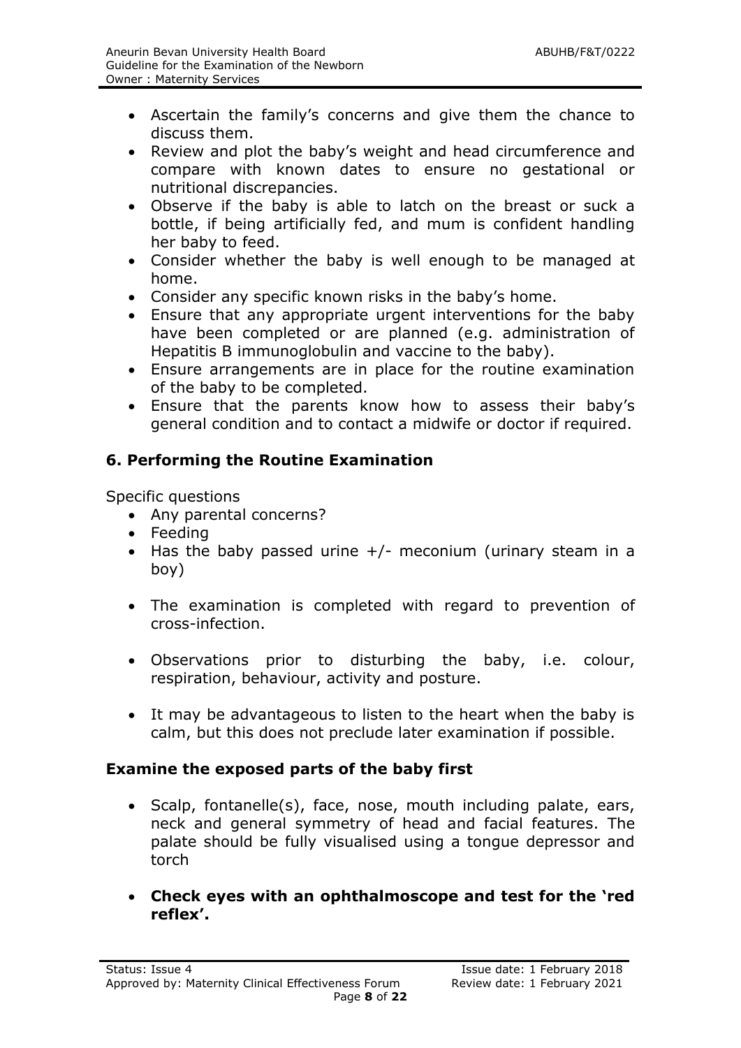- Ascertain the family's concerns and give them the chance to discuss them.
- Review and plot the baby's weight and head circumference and compare with known dates to ensure no gestational or nutritional discrepancies.
- Observe if the baby is able to latch on the breast or suck a bottle, if being artificially fed, and mum is confident handling her baby to feed.
- Consider whether the baby is well enough to be managed at home.
- Consider any specific known risks in the baby's home.
- Ensure that any appropriate urgent interventions for the baby have been completed or are planned (e.g. administration of Hepatitis B immunoglobulin and vaccine to the baby).
- Ensure arrangements are in place for the routine examination of the baby to be completed.
- Ensure that the parents know how to assess their baby's general condition and to contact a midwife or doctor if required.

## 6. Performing the Routine Examination

Specific questions

- Any parental concerns?
- Feeding
- Has the baby passed urine +/- meconium (urinary steam in a boy)

- The examination is completed with regard to prevention of cross-infection.

- Observations prior to disturbing the baby, i.e. colour, respiration, behaviour, activity and posture.

- It may be advantageous to listen to the heart when the baby is calm, but this does not preclude later examination if possible.

### Examine the exposed parts of the baby first

- Scalp, fontanelle(s), face, nose, mouth including palate, ears, neck and general symmetry of head and facial features. The palate should be fully visualised using a tongue depressor and torch

- **Check eyes with an ophthalmoscope and test for the 'red reflex'.**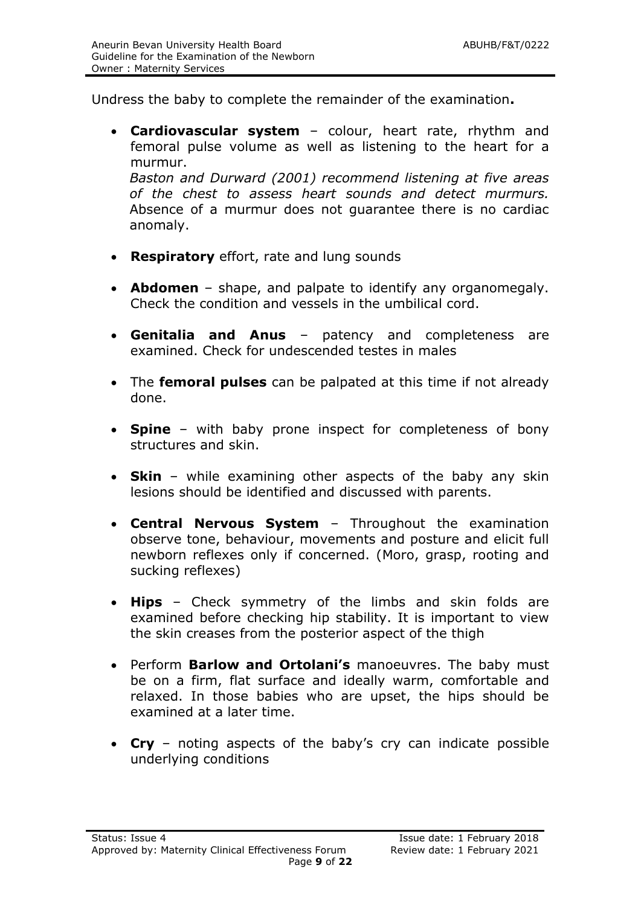Undress the baby to complete the remainder of the examination**.**

- **Cardiovascular system** – colour, heart rate, rhythm and femoral pulse volume as well as listening to the heart for a murmur.
  *Baston and Durward (2001) recommend listening at five areas of the chest to assess heart sounds and detect murmurs.* Absence of a murmur does not guarantee there is no cardiac anomaly.

- **Respiratory** effort, rate and lung sounds

- **Abdomen** – shape, and palpate to identify any organomegaly. Check the condition and vessels in the umbilical cord.

- **Genitalia and Anus** – patency and completeness are examined. Check for undescended testes in males

- The **femoral pulses** can be palpated at this time if not already done.

- **Spine** – with baby prone inspect for completeness of bony structures and skin.

- **Skin** – while examining other aspects of the baby any skin lesions should be identified and discussed with parents.

- **Central Nervous System** – Throughout the examination observe tone, behaviour, movements and posture and elicit full newborn reflexes only if concerned. (Moro, grasp, rooting and sucking reflexes)

- **Hips** – Check symmetry of the limbs and skin folds are examined before checking hip stability. It is important to view the skin creases from the posterior aspect of the thigh

- Perform **Barlow and Ortolani's** manoeuvres. The baby must be on a firm, flat surface and ideally warm, comfortable and relaxed. In those babies who are upset, the hips should be examined at a later time.

- **Cry** – noting aspects of the baby's cry can indicate possible underlying conditions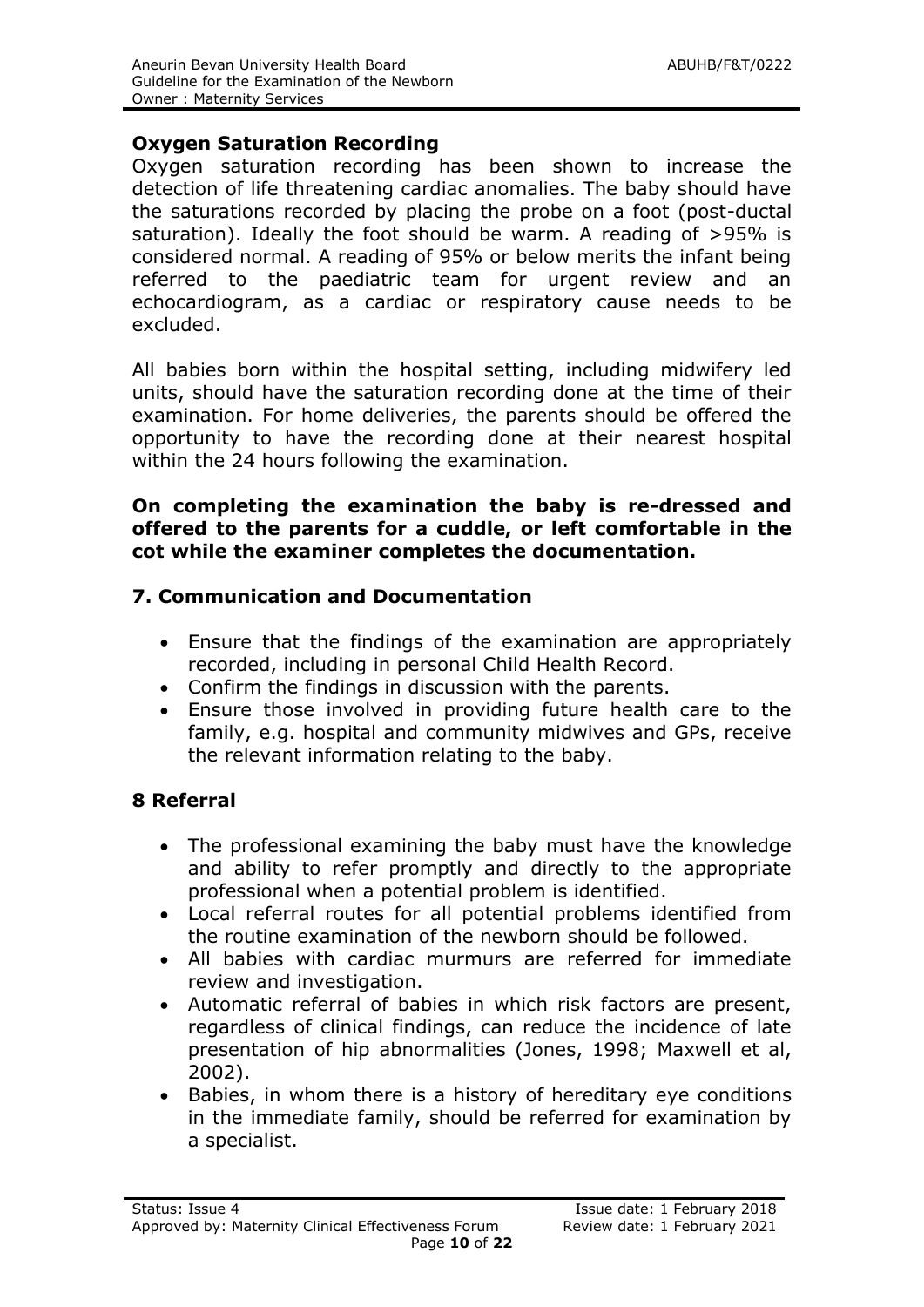**Oxygen Saturation Recording**

Oxygen saturation recording has been shown to increase the detection of life threatening cardiac anomalies. The baby should have the saturations recorded by placing the probe on a foot (post-ductal saturation). Ideally the foot should be warm. A reading of >95% is considered normal. A reading of 95% or below merits the infant being referred to the paediatric team for urgent review and an echocardiogram, as a cardiac or respiratory cause needs to be excluded.

All babies born within the hospital setting, including midwifery led units, should have the saturation recording done at the time of their examination. For home deliveries, the parents should be offered the opportunity to have the recording done at their nearest hospital within the 24 hours following the examination.

**On completing the examination the baby is re-dressed and offered to the parents for a cuddle, or left comfortable in the cot while the examiner completes the documentation.**

## 7. Communication and Documentation

- Ensure that the findings of the examination are appropriately recorded, including in personal Child Health Record.
- Confirm the findings in discussion with the parents.
- Ensure those involved in providing future health care to the family, e.g. hospital and community midwives and GPs, receive the relevant information relating to the baby.

## 8 Referral

- The professional examining the baby must have the knowledge and ability to refer promptly and directly to the appropriate professional when a potential problem is identified.
- Local referral routes for all potential problems identified from the routine examination of the newborn should be followed.
- All babies with cardiac murmurs are referred for immediate review and investigation.
- Automatic referral of babies in which risk factors are present, regardless of clinical findings, can reduce the incidence of late presentation of hip abnormalities (Jones, 1998; Maxwell et al, 2002).
- Babies, in whom there is a history of hereditary eye conditions in the immediate family, should be referred for examination by a specialist.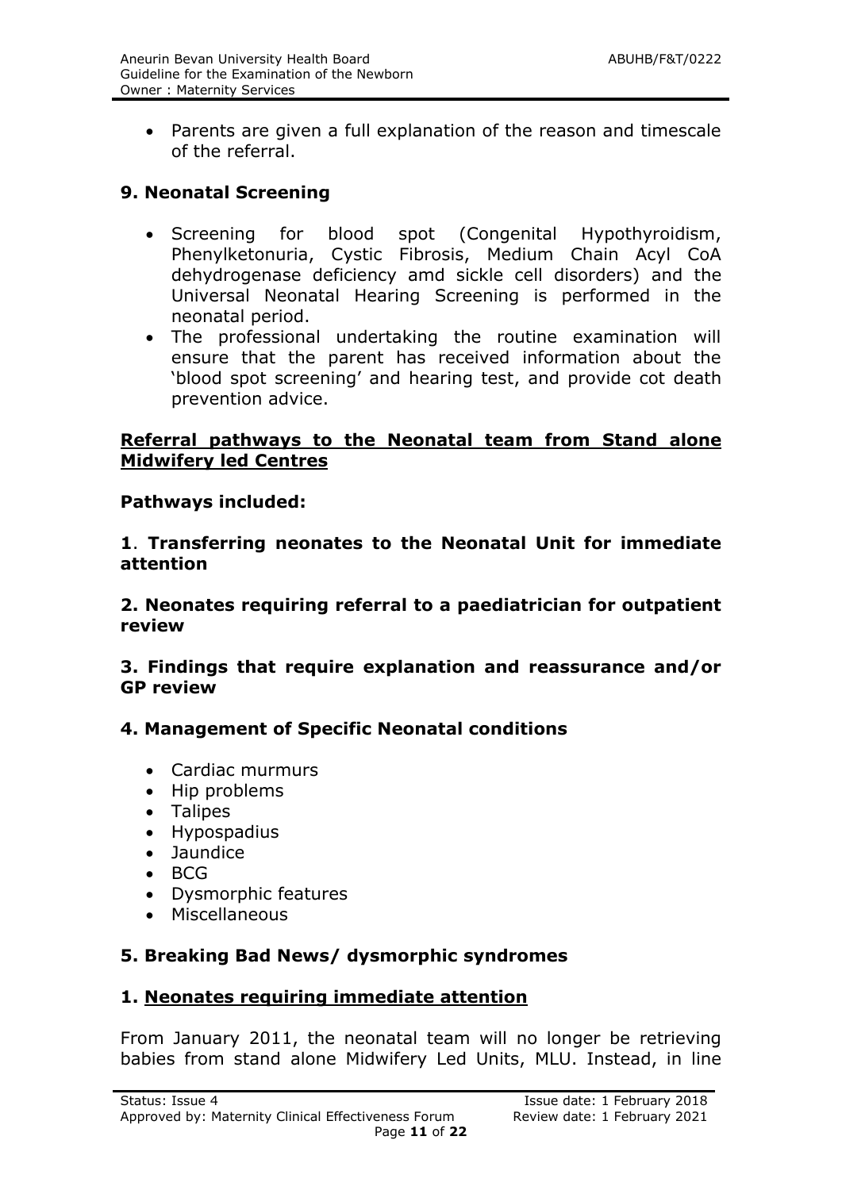- Parents are given a full explanation of the reason and timescale of the referral.

## 9. Neonatal Screening

- Screening for blood spot (Congenital Hypothyroidism, Phenylketonuria, Cystic Fibrosis, Medium Chain Acyl CoA dehydrogenase deficiency amd sickle cell disorders) and the Universal Neonatal Hearing Screening is performed in the neonatal period.
- The professional undertaking the routine examination will ensure that the parent has received information about the 'blood spot screening' and hearing test, and provide cot death prevention advice.

## Referral pathways to the Neonatal team from Stand alone Midwifery led Centres

**Pathways included:**

**1. Transferring neonates to the Neonatal Unit for immediate attention**

**2. Neonates requiring referral to a paediatrician for outpatient review**

**3. Findings that require explanation and reassurance and/or GP review**

**4. Management of Specific Neonatal conditions**

- Cardiac murmurs
- Hip problems
- Talipes
- Hypospadius
- Jaundice
- BCG
- Dysmorphic features
- Miscellaneous

**5. Breaking Bad News/ dysmorphic syndromes**

### 1. Neonates requiring immediate attention

From January 2011, the neonatal team will no longer be retrieving babies from stand alone Midwifery Led Units, MLU. Instead, in line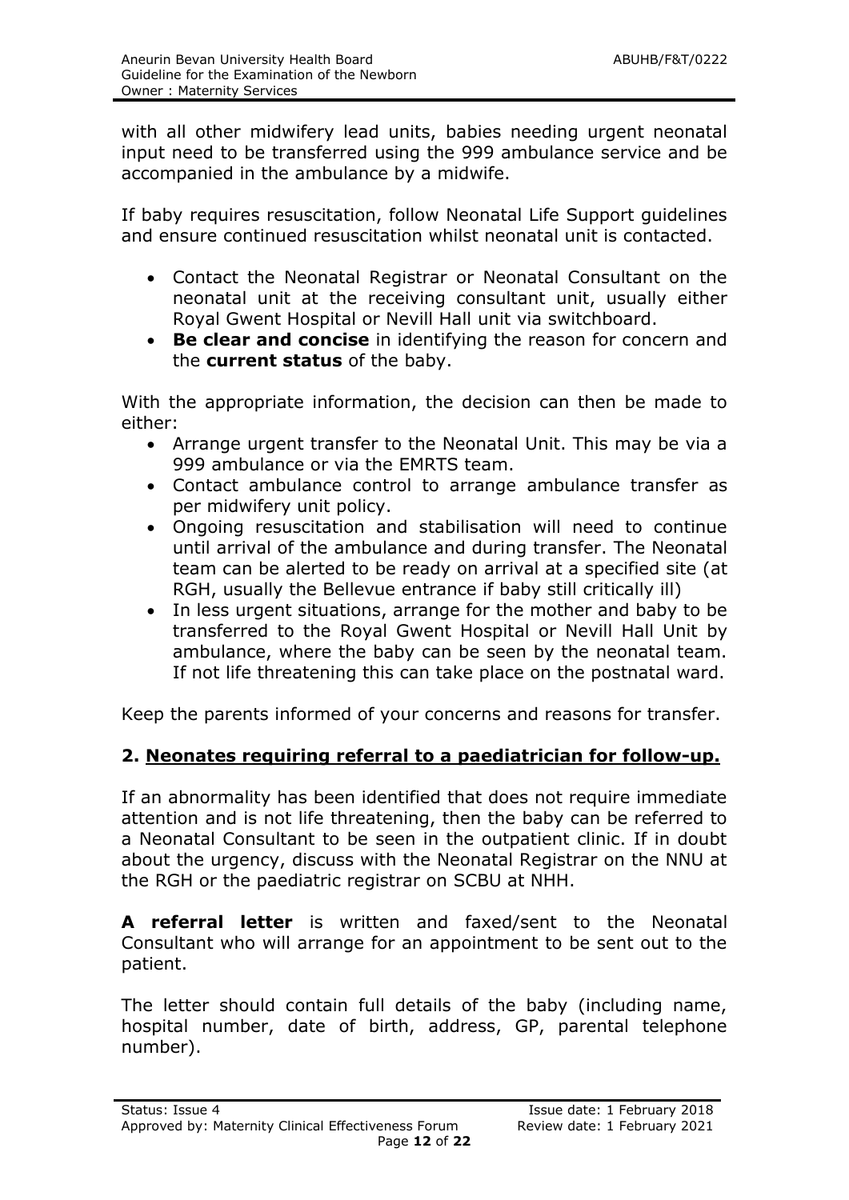with all other midwifery lead units, babies needing urgent neonatal input need to be transferred using the 999 ambulance service and be accompanied in the ambulance by a midwife.

If baby requires resuscitation, follow Neonatal Life Support guidelines and ensure continued resuscitation whilst neonatal unit is contacted.

- Contact the Neonatal Registrar or Neonatal Consultant on the neonatal unit at the receiving consultant unit, usually either Royal Gwent Hospital or Nevill Hall unit via switchboard.
- **Be clear and concise** in identifying the reason for concern and the **current status** of the baby.

With the appropriate information, the decision can then be made to either:

- Arrange urgent transfer to the Neonatal Unit. This may be via a 999 ambulance or via the EMRTS team.
- Contact ambulance control to arrange ambulance transfer as per midwifery unit policy.
- Ongoing resuscitation and stabilisation will need to continue until arrival of the ambulance and during transfer. The Neonatal team can be alerted to be ready on arrival at a specified site (at RGH, usually the Bellevue entrance if baby still critically ill)
- In less urgent situations, arrange for the mother and baby to be transferred to the Royal Gwent Hospital or Nevill Hall Unit by ambulance, where the baby can be seen by the neonatal team. If not life threatening this can take place on the postnatal ward.

Keep the parents informed of your concerns and reasons for transfer.

## 2. Neonates requiring referral to a paediatrician for follow-up.

If an abnormality has been identified that does not require immediate attention and is not life threatening, then the baby can be referred to a Neonatal Consultant to be seen in the outpatient clinic. If in doubt about the urgency, discuss with the Neonatal Registrar on the NNU at the RGH or the paediatric registrar on SCBU at NHH.

**A referral letter** is written and faxed/sent to the Neonatal Consultant who will arrange for an appointment to be sent out to the patient.

The letter should contain full details of the baby (including name, hospital number, date of birth, address, GP, parental telephone number).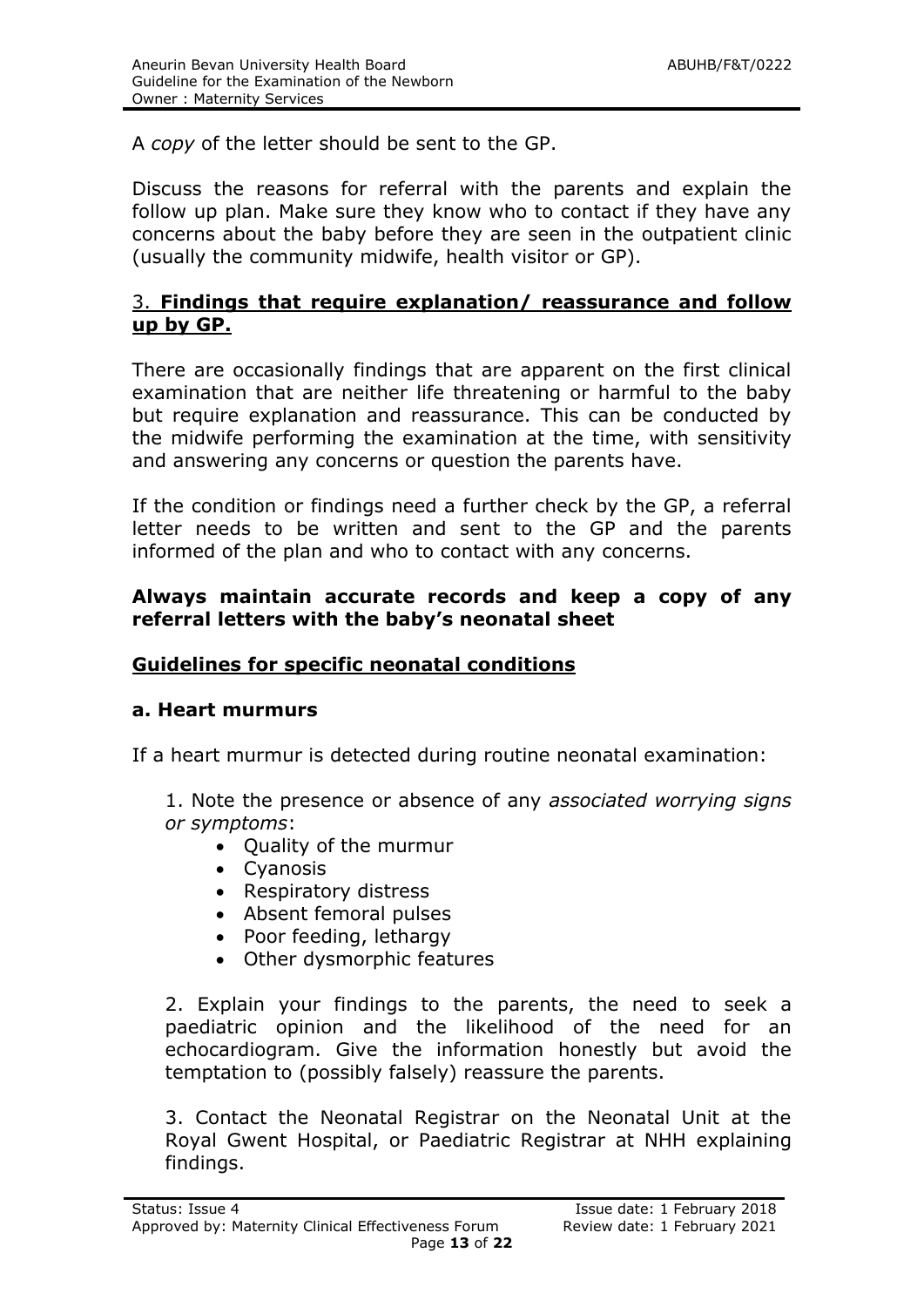A *copy* of the letter should be sent to the GP.

Discuss the reasons for referral with the parents and explain the follow up plan. Make sure they know who to contact if they have any concerns about the baby before they are seen in the outpatient clinic (usually the community midwife, health visitor or GP).

## 3. **Findings that require explanation/ reassurance and follow up by GP.**

There are occasionally findings that are apparent on the first clinical examination that are neither life threatening or harmful to the baby but require explanation and reassurance. This can be conducted by the midwife performing the examination at the time, with sensitivity and answering any concerns or question the parents have.

If the condition or findings need a further check by the GP, a referral letter needs to be written and sent to the GP and the parents informed of the plan and who to contact with any concerns.

**Always maintain accurate records and keep a copy of any referral letters with the baby's neonatal sheet**

## **Guidelines for specific neonatal conditions**

### **a. Heart murmurs**

If a heart murmur is detected during routine neonatal examination:

1. Note the presence or absence of any *associated worrying signs or symptoms*:
   - Quality of the murmur
   - Cyanosis
   - Respiratory distress
   - Absent femoral pulses
   - Poor feeding, lethargy
   - Other dysmorphic features

2. Explain your findings to the parents, the need to seek a paediatric opinion and the likelihood of the need for an echocardiogram. Give the information honestly but avoid the temptation to (possibly falsely) reassure the parents.

3. Contact the Neonatal Registrar on the Neonatal Unit at the Royal Gwent Hospital, or Paediatric Registrar at NHH explaining findings.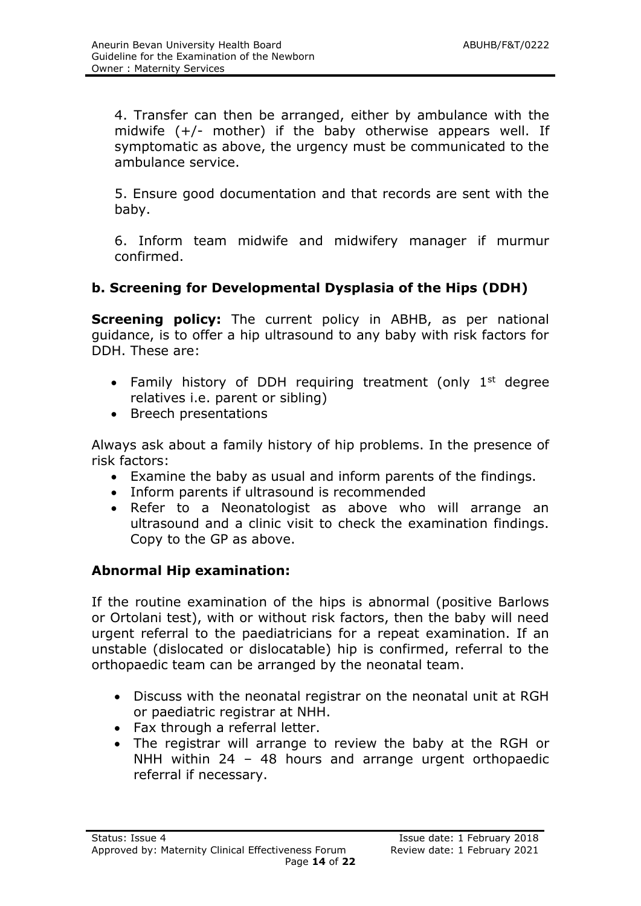4. Transfer can then be arranged, either by ambulance with the midwife (+/- mother) if the baby otherwise appears well. If symptomatic as above, the urgency must be communicated to the ambulance service.

5. Ensure good documentation and that records are sent with the baby.

6. Inform team midwife and midwifery manager if murmur confirmed.

### b. Screening for Developmental Dysplasia of the Hips (DDH)

**Screening policy:** The current policy in ABHB, as per national guidance, is to offer a hip ultrasound to any baby with risk factors for DDH. These are:

- Family history of DDH requiring treatment (only 1st degree relatives i.e. parent or sibling)
- Breech presentations

Always ask about a family history of hip problems. In the presence of risk factors:

- Examine the baby as usual and inform parents of the findings.
- Inform parents if ultrasound is recommended
- Refer to a Neonatologist as above who will arrange an ultrasound and a clinic visit to check the examination findings. Copy to the GP as above.

### Abnormal Hip examination:

If the routine examination of the hips is abnormal (positive Barlows or Ortolani test), with or without risk factors, then the baby will need urgent referral to the paediatricians for a repeat examination. If an unstable (dislocated or dislocatable) hip is confirmed, referral to the orthopaedic team can be arranged by the neonatal team.

- Discuss with the neonatal registrar on the neonatal unit at RGH or paediatric registrar at NHH.
- Fax through a referral letter.
- The registrar will arrange to review the baby at the RGH or NHH within 24 – 48 hours and arrange urgent orthopaedic referral if necessary.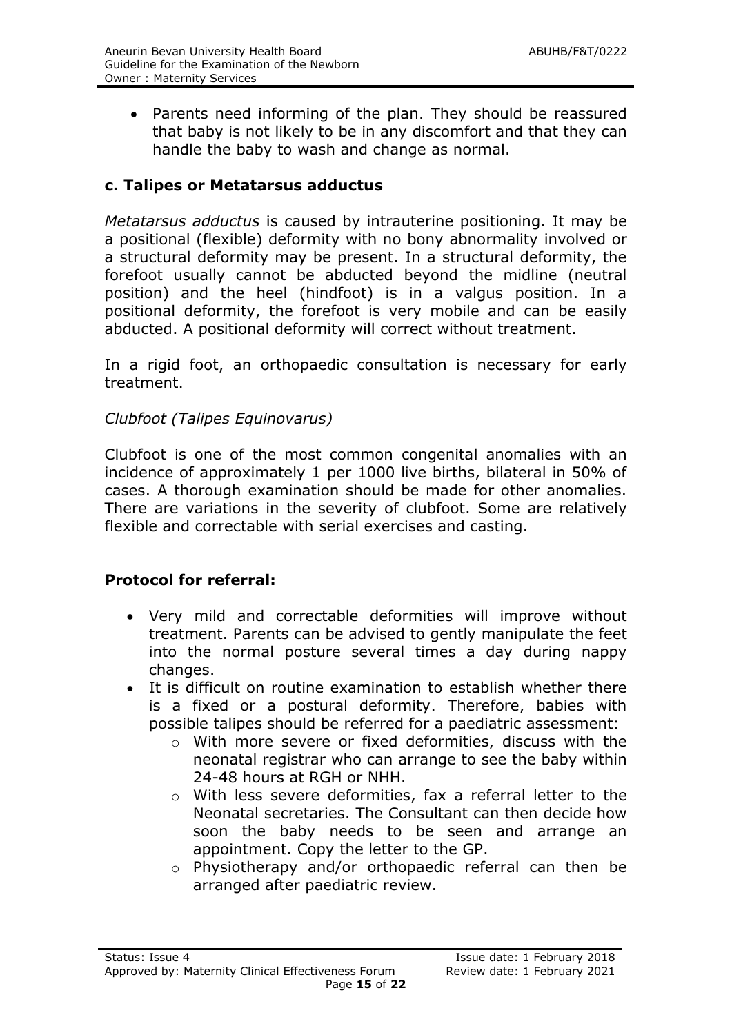- Parents need informing of the plan. They should be reassured that baby is not likely to be in any discomfort and that they can handle the baby to wash and change as normal.

### c. Talipes or Metatarsus adductus

*Metatarsus adductus* is caused by intrauterine positioning. It may be a positional (flexible) deformity with no bony abnormality involved or a structural deformity may be present. In a structural deformity, the forefoot usually cannot be abducted beyond the midline (neutral position) and the heel (hindfoot) is in a valgus position. In a positional deformity, the forefoot is very mobile and can be easily abducted. A positional deformity will correct without treatment.

In a rigid foot, an orthopaedic consultation is necessary for early treatment.

*Clubfoot (Talipes Equinovarus)*

Clubfoot is one of the most common congenital anomalies with an incidence of approximately 1 per 1000 live births, bilateral in 50% of cases. A thorough examination should be made for other anomalies. There are variations in the severity of clubfoot. Some are relatively flexible and correctable with serial exercises and casting.

### Protocol for referral:

- Very mild and correctable deformities will improve without treatment. Parents can be advised to gently manipulate the feet into the normal posture several times a day during nappy changes.
- It is difficult on routine examination to establish whether there is a fixed or a postural deformity. Therefore, babies with possible talipes should be referred for a paediatric assessment:
  - With more severe or fixed deformities, discuss with the neonatal registrar who can arrange to see the baby within 24-48 hours at RGH or NHH.
  - With less severe deformities, fax a referral letter to the Neonatal secretaries. The Consultant can then decide how soon the baby needs to be seen and arrange an appointment. Copy the letter to the GP.
  - Physiotherapy and/or orthopaedic referral can then be arranged after paediatric review.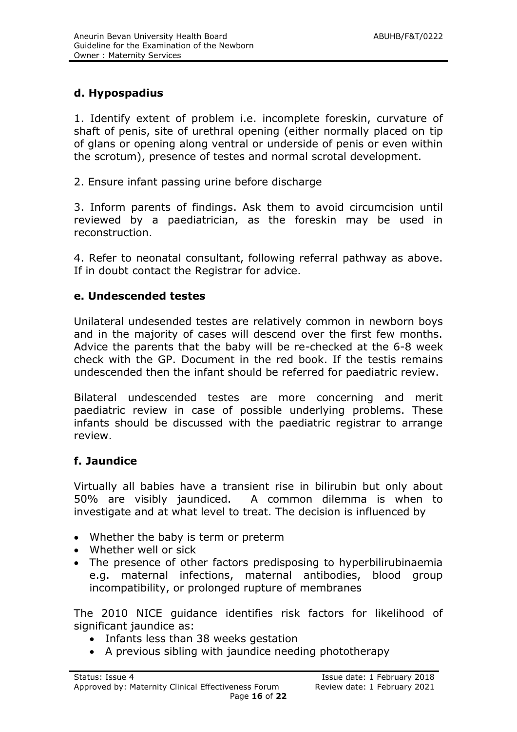### d. Hypospadius

1. Identify extent of problem i.e. incomplete foreskin, curvature of shaft of penis, site of urethral opening (either normally placed on tip of glans or opening along ventral or underside of penis or even within the scrotum), presence of testes and normal scrotal development.

2. Ensure infant passing urine before discharge

3. Inform parents of findings. Ask them to avoid circumcision until reviewed by a paediatrician, as the foreskin may be used in reconstruction.

4. Refer to neonatal consultant, following referral pathway as above. If in doubt contact the Registrar for advice.

### e. Undescended testes

Unilateral undesended testes are relatively common in newborn boys and in the majority of cases will descend over the first few months. Advice the parents that the baby will be re-checked at the 6-8 week check with the GP. Document in the red book. If the testis remains undescended then the infant should be referred for paediatric review.

Bilateral undescended testes are more concerning and merit paediatric review in case of possible underlying problems. These infants should be discussed with the paediatric registrar to arrange review.

### f. Jaundice

Virtually all babies have a transient rise in bilirubin but only about 50% are visibly jaundiced. A common dilemma is when to investigate and at what level to treat. The decision is influenced by

- Whether the baby is term or preterm
- Whether well or sick
- The presence of other factors predisposing to hyperbilirubinaemia e.g. maternal infections, maternal antibodies, blood group incompatibility, or prolonged rupture of membranes

The 2010 NICE guidance identifies risk factors for likelihood of significant jaundice as:

- Infants less than 38 weeks gestation
- A previous sibling with jaundice needing phototherapy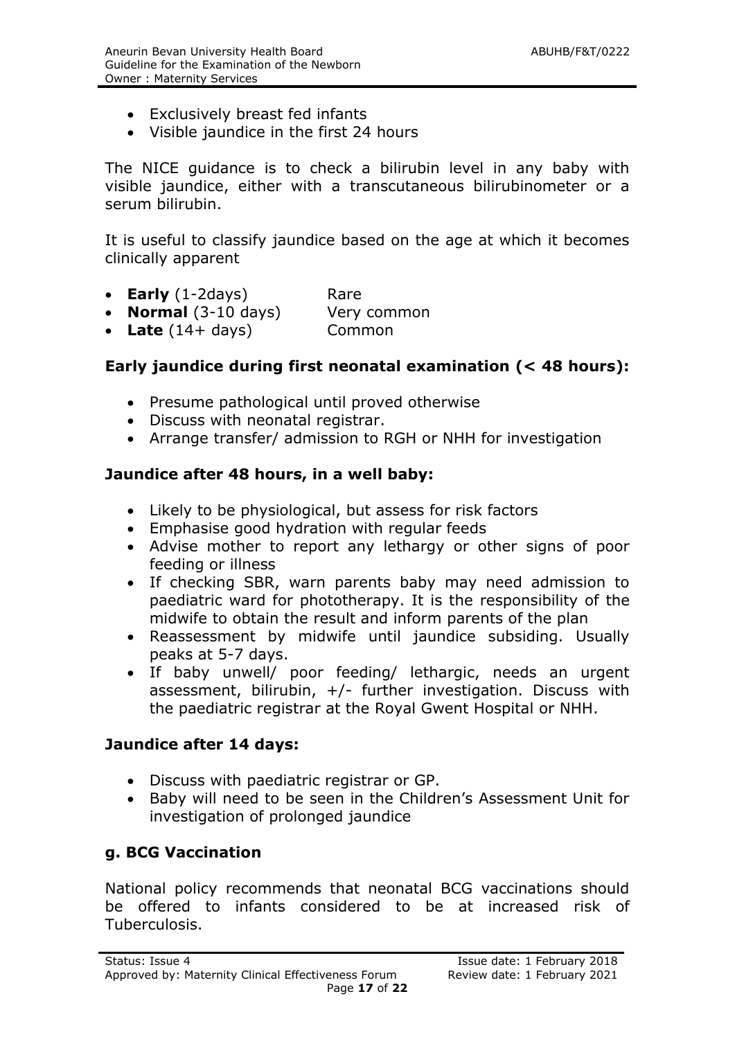- Exclusively breast fed infants
- Visible jaundice in the first 24 hours

The NICE guidance is to check a bilirubin level in any baby with visible jaundice, either with a transcutaneous bilirubinometer or a serum bilirubin.

It is useful to classify jaundice based on the age at which it becomes clinically apparent

- **Early** (1-2days) Rare
- **Normal** (3-10 days) Very common
- **Late** (14+ days) Common

**Early jaundice during first neonatal examination (< 48 hours):**

- Presume pathological until proved otherwise
- Discuss with neonatal registrar.
- Arrange transfer/ admission to RGH or NHH for investigation

**Jaundice after 48 hours, in a well baby:**

- Likely to be physiological, but assess for risk factors
- Emphasise good hydration with regular feeds
- Advise mother to report any lethargy or other signs of poor feeding or illness
- If checking SBR, warn parents baby may need admission to paediatric ward for phototherapy. It is the responsibility of the midwife to obtain the result and inform parents of the plan
- Reassessment by midwife until jaundice subsiding. Usually peaks at 5-7 days.
- If baby unwell/ poor feeding/ lethargic, needs an urgent assessment, bilirubin, +/- further investigation. Discuss with the paediatric registrar at the Royal Gwent Hospital or NHH.

**Jaundice after 14 days:**

- Discuss with paediatric registrar or GP.
- Baby will need to be seen in the Children's Assessment Unit for investigation of prolonged jaundice

## g. BCG Vaccination

National policy recommends that neonatal BCG vaccinations should be offered to infants considered to be at increased risk of Tuberculosis.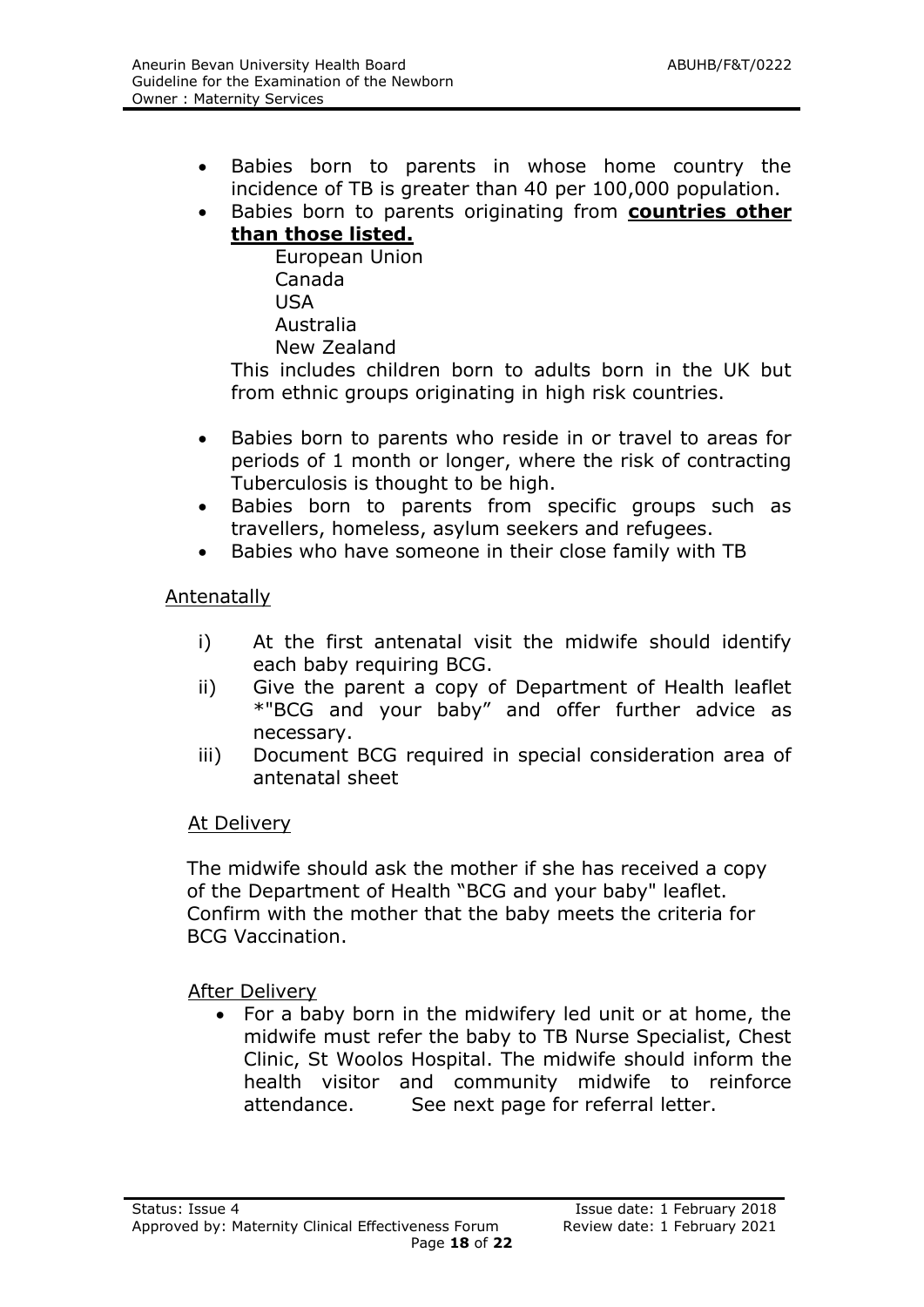- Babies born to parents in whose home country the incidence of TB is greater than 40 per 100,000 population.
- Babies born to parents originating from **countries other than those listed.**

  European Union
  Canada
  USA
  Australia
  New Zealand

  This includes children born to adults born in the UK but from ethnic groups originating in high risk countries.

- Babies born to parents who reside in or travel to areas for periods of 1 month or longer, where the risk of contracting Tuberculosis is thought to be high.
- Babies born to parents from specific groups such as travellers, homeless, asylum seekers and refugees.
- Babies who have someone in their close family with TB

<u>Antenatally</u>

i) At the first antenatal visit the midwife should identify each baby requiring BCG.

ii) Give the parent a copy of Department of Health leaflet *"BCG and your baby" and offer further advice as necessary.

iii) Document BCG required in special consideration area of antenatal sheet

<u>At Delivery</u>

The midwife should ask the mother if she has received a copy of the Department of Health "BCG and your baby" leaflet. Confirm with the mother that the baby meets the criteria for BCG Vaccination.

<u>After Delivery</u>

- For a baby born in the midwifery led unit or at home, the midwife must refer the baby to TB Nurse Specialist, Chest Clinic, St Woolos Hospital. The midwife should inform the health visitor and community midwife to reinforce attendance. See next page for referral letter.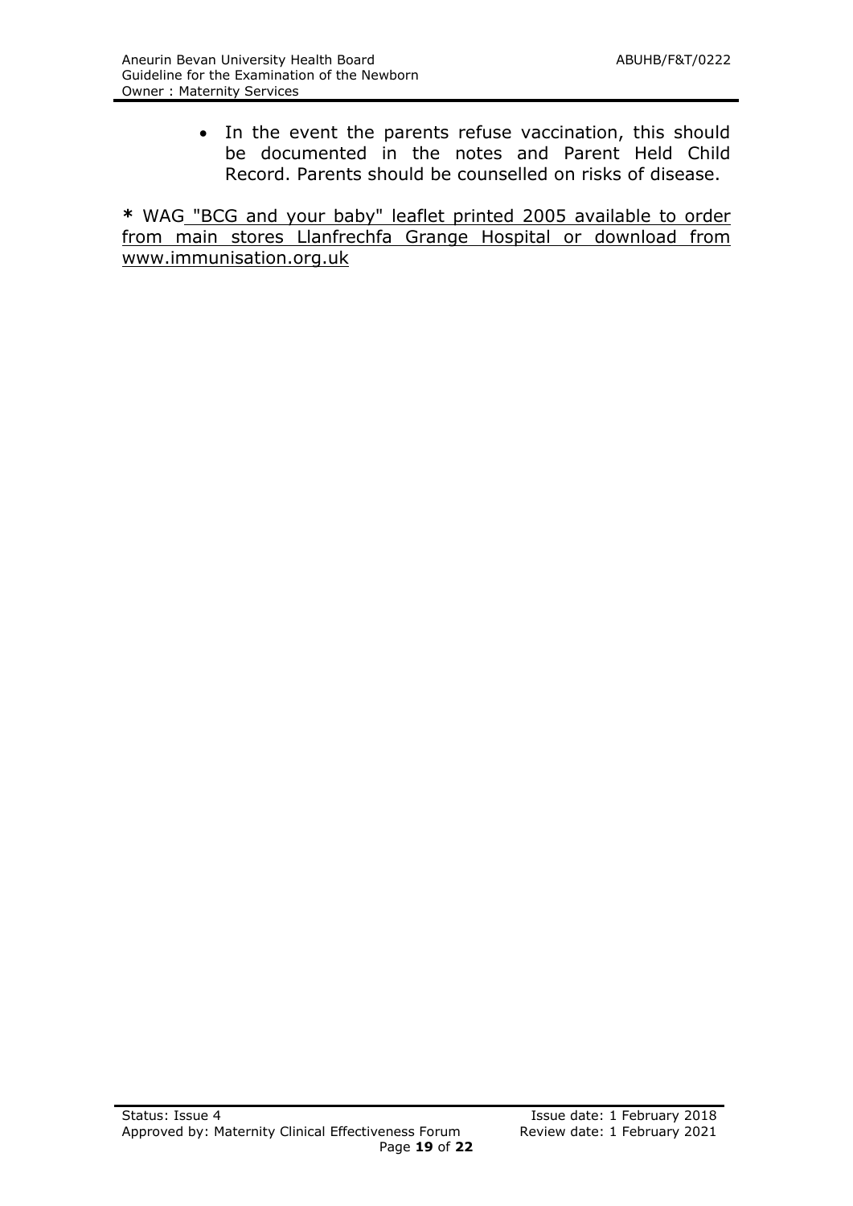- In the event the parents refuse vaccination, this should be documented in the notes and Parent Held Child Record. Parents should be counselled on risks of disease.

**\*** WAG "BCG and your baby" leaflet printed 2005 available to order from main stores Llanfrechfa Grange Hospital or download from www.immunisation.org.uk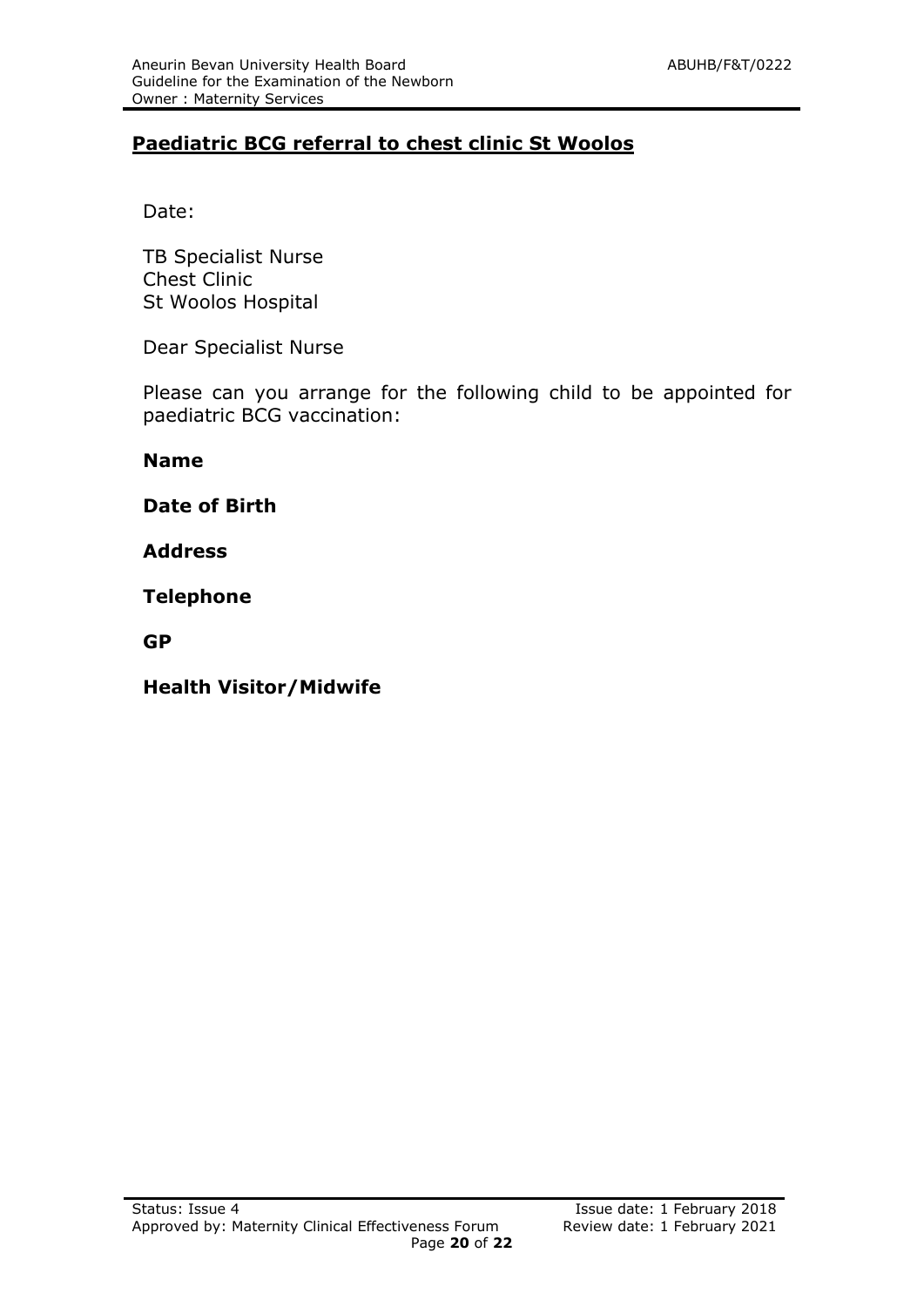## Paediatric BCG referral to chest clinic St Woolos

Date:

TB Specialist Nurse
Chest Clinic
St Woolos Hospital

Dear Specialist Nurse

Please can you arrange for the following child to be appointed for paediatric BCG vaccination:

**Name**

**Date of Birth**

**Address**

**Telephone**

**GP**

**Health Visitor/Midwife**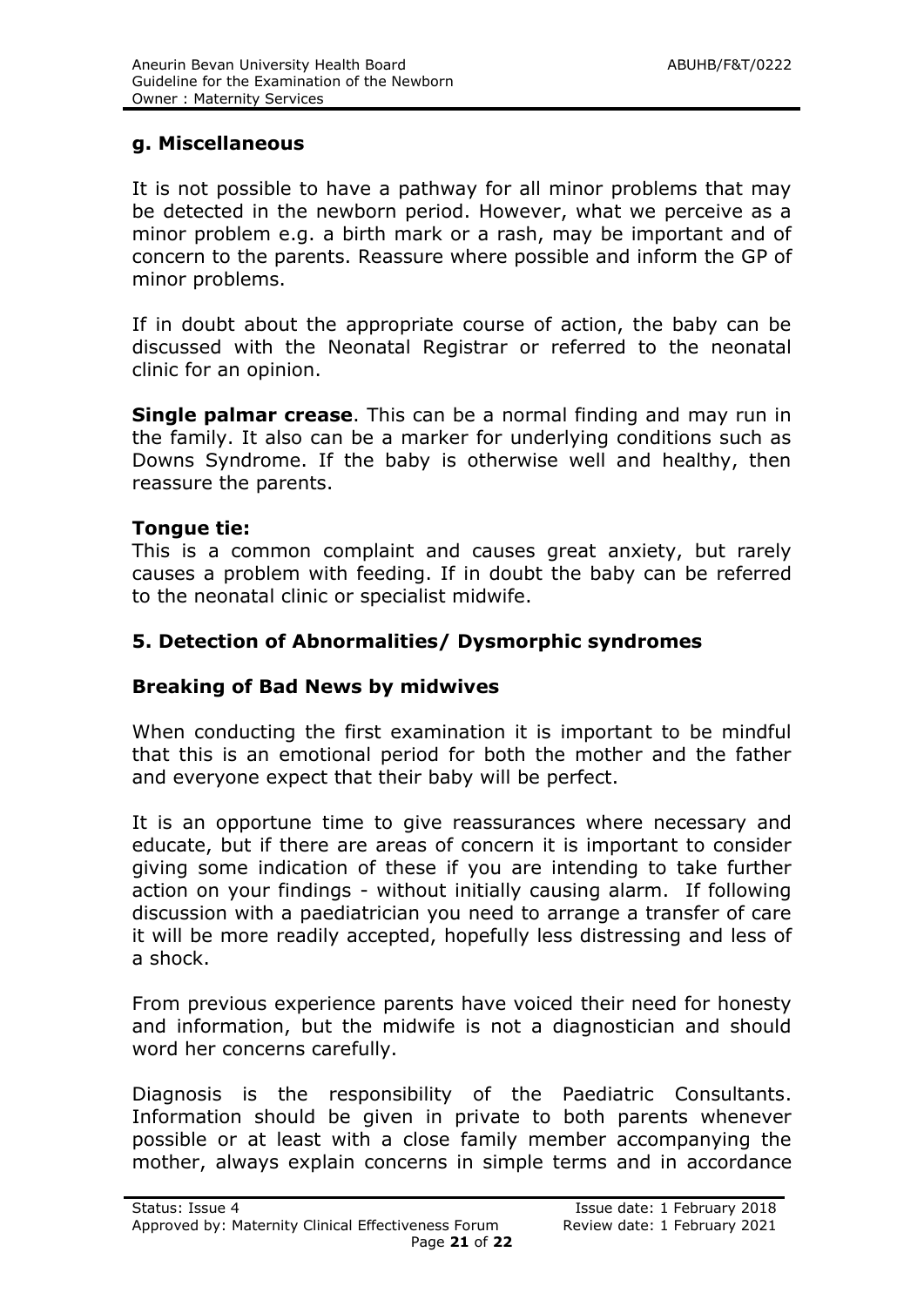### g. Miscellaneous

It is not possible to have a pathway for all minor problems that may be detected in the newborn period. However, what we perceive as a minor problem e.g. a birth mark or a rash, may be important and of concern to the parents. Reassure where possible and inform the GP of minor problems.

If in doubt about the appropriate course of action, the baby can be discussed with the Neonatal Registrar or referred to the neonatal clinic for an opinion.

**Single palmar crease**. This can be a normal finding and may run in the family. It also can be a marker for underlying conditions such as Downs Syndrome. If the baby is otherwise well and healthy, then reassure the parents.

**Tongue tie:**
This is a common complaint and causes great anxiety, but rarely causes a problem with feeding. If in doubt the baby can be referred to the neonatal clinic or specialist midwife.

## 5. Detection of Abnormalities/ Dysmorphic syndromes

### Breaking of Bad News by midwives

When conducting the first examination it is important to be mindful that this is an emotional period for both the mother and the father and everyone expect that their baby will be perfect.

It is an opportune time to give reassurances where necessary and educate, but if there are areas of concern it is important to consider giving some indication of these if you are intending to take further action on your findings - without initially causing alarm. If following discussion with a paediatrician you need to arrange a transfer of care it will be more readily accepted, hopefully less distressing and less of a shock.

From previous experience parents have voiced their need for honesty and information, but the midwife is not a diagnostician and should word her concerns carefully.

Diagnosis is the responsibility of the Paediatric Consultants. Information should be given in private to both parents whenever possible or at least with a close family member accompanying the mother, always explain concerns in simple terms and in accordance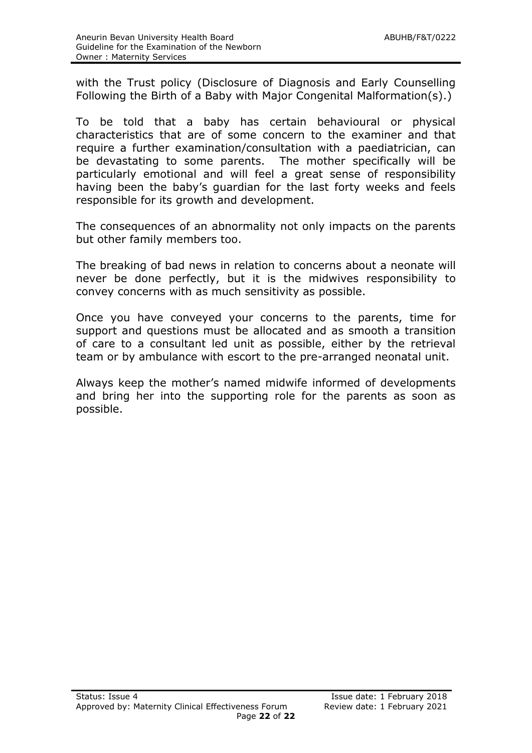with the Trust policy (Disclosure of Diagnosis and Early Counselling Following the Birth of a Baby with Major Congenital Malformation(s).)

To be told that a baby has certain behavioural or physical characteristics that are of some concern to the examiner and that require a further examination/consultation with a paediatrician, can be devastating to some parents. The mother specifically will be particularly emotional and will feel a great sense of responsibility having been the baby's guardian for the last forty weeks and feels responsible for its growth and development.

The consequences of an abnormality not only impacts on the parents but other family members too.

The breaking of bad news in relation to concerns about a neonate will never be done perfectly, but it is the midwives responsibility to convey concerns with as much sensitivity as possible.

Once you have conveyed your concerns to the parents, time for support and questions must be allocated and as smooth a transition of care to a consultant led unit as possible, either by the retrieval team or by ambulance with escort to the pre-arranged neonatal unit.

Always keep the mother's named midwife informed of developments and bring her into the supporting role for the parents as soon as possible.